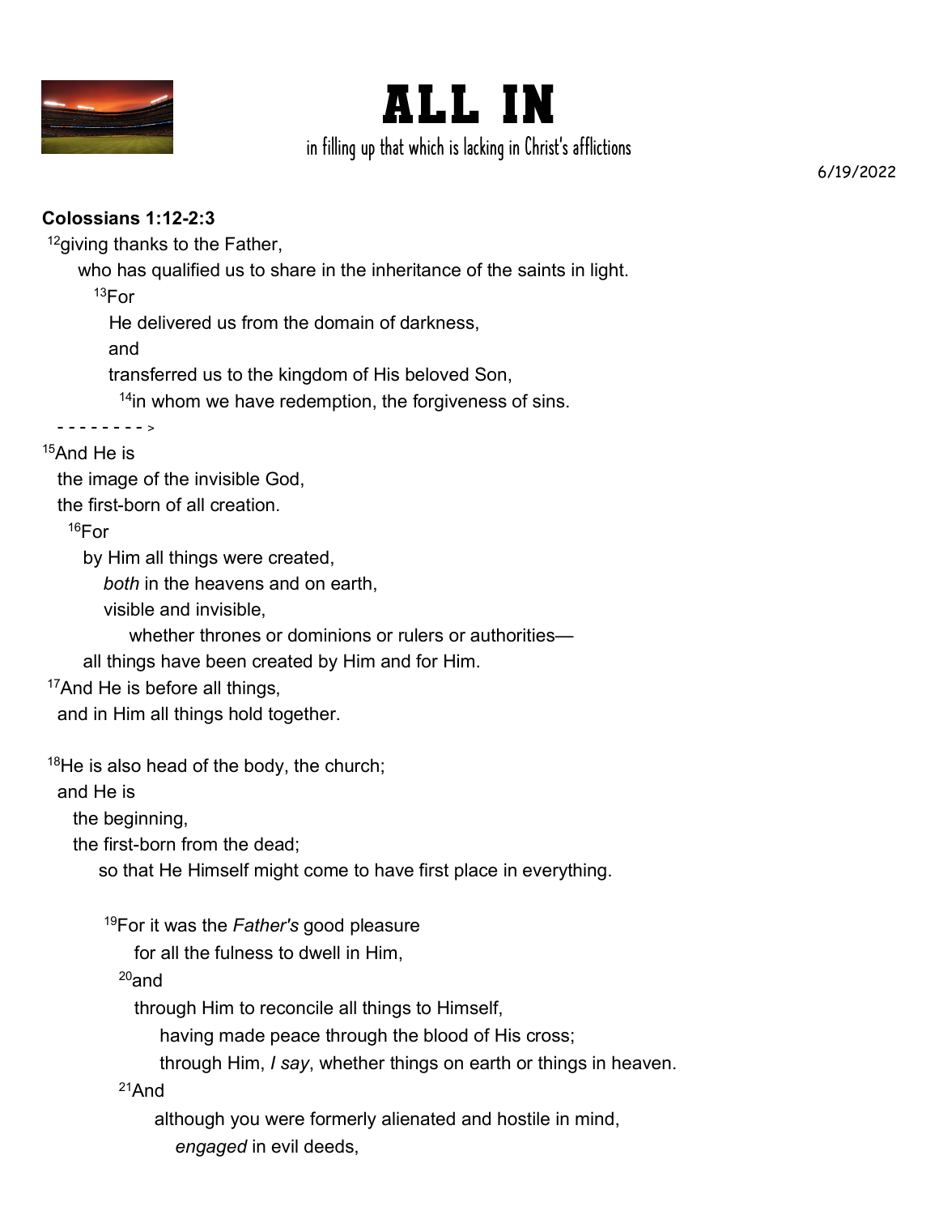# ALL IN

in filling up that which is lacking in Christ's afflictions

6/19/2022

**Colossians 1:12-2:3**

[12]giving thanks to the Father,
    who has qualified us to share in the inheritance of the saints in light.
        [13]For
            He delivered us from the domain of darkness,
            and
            transferred us to the kingdom of His beloved Son,
                [14]in whom we have redemption, the forgiveness of sins.

- - - - - - - - >

[15]And He is
    the image of the invisible God,
    the first-born of all creation.
        [16]For
            by Him all things were created,
                *both* in the heavens and on earth,
                visible and invisible,
                    whether thrones or dominions or rulers or authorities—
            all things have been created by Him and for Him.
    [17]And He is before all things,
    and in Him all things hold together.

[18]He is also head of the body, the church;
    and He is
        the beginning,
        the first-born from the dead;
            so that He Himself might come to have first place in everything.

            [19]For it was the *Father's* good pleasure
                for all the fulness to dwell in Him,
            [20]and
                through Him to reconcile all things to Himself,
                    having made peace through the blood of His cross;
                    through Him, *I say*, whether things on earth or things in heaven.
            [21]And
                although you were formerly alienated and hostile in mind,
                    *engaged* in evil deeds,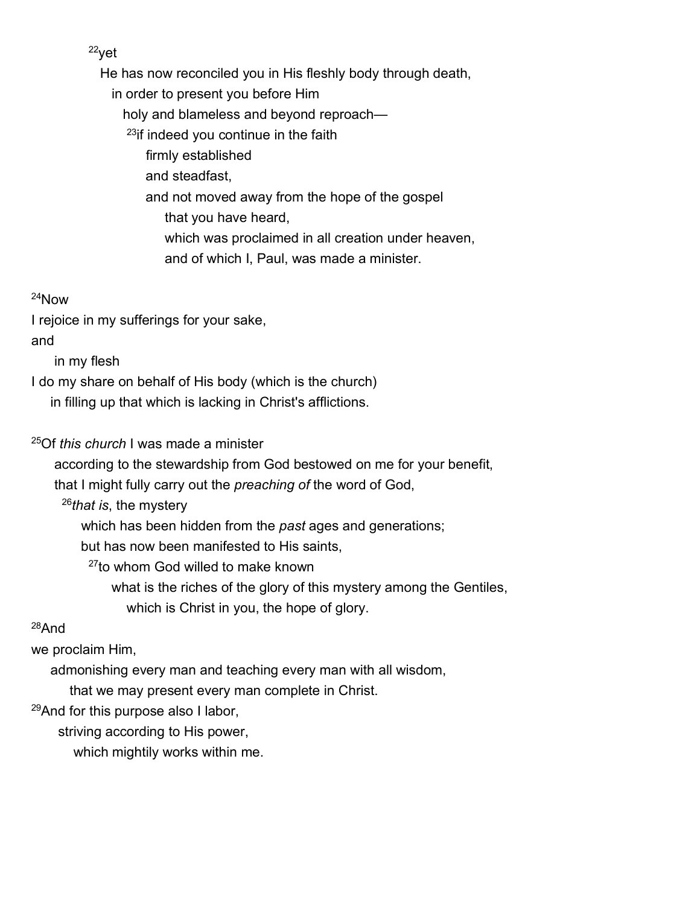[22]yet

He has now reconciled you in His fleshly body through death,

in order to present you before Him

holy and blameless and beyond reproach—

[23]if indeed you continue in the faith

firmly established

and steadfast,

and not moved away from the hope of the gospel

that you have heard,

which was proclaimed in all creation under heaven,

and of which I, Paul, was made a minister.

[24]Now

I rejoice in my sufferings for your sake,

and

in my flesh

I do my share on behalf of His body (which is the church)

in filling up that which is lacking in Christ's afflictions.

[25]Of *this church* I was made a minister

according to the stewardship from God bestowed on me for your benefit,

that I might fully carry out the *preaching of* the word of God,

[26]*that is*, the mystery

which has been hidden from the *past* ages and generations;

but has now been manifested to His saints,

[27]to whom God willed to make known

what is the riches of the glory of this mystery among the Gentiles,

which is Christ in you, the hope of glory.

[28]And

we proclaim Him,

admonishing every man and teaching every man with all wisdom,

that we may present every man complete in Christ.

[29]And for this purpose also I labor,

striving according to His power,

which mightily works within me.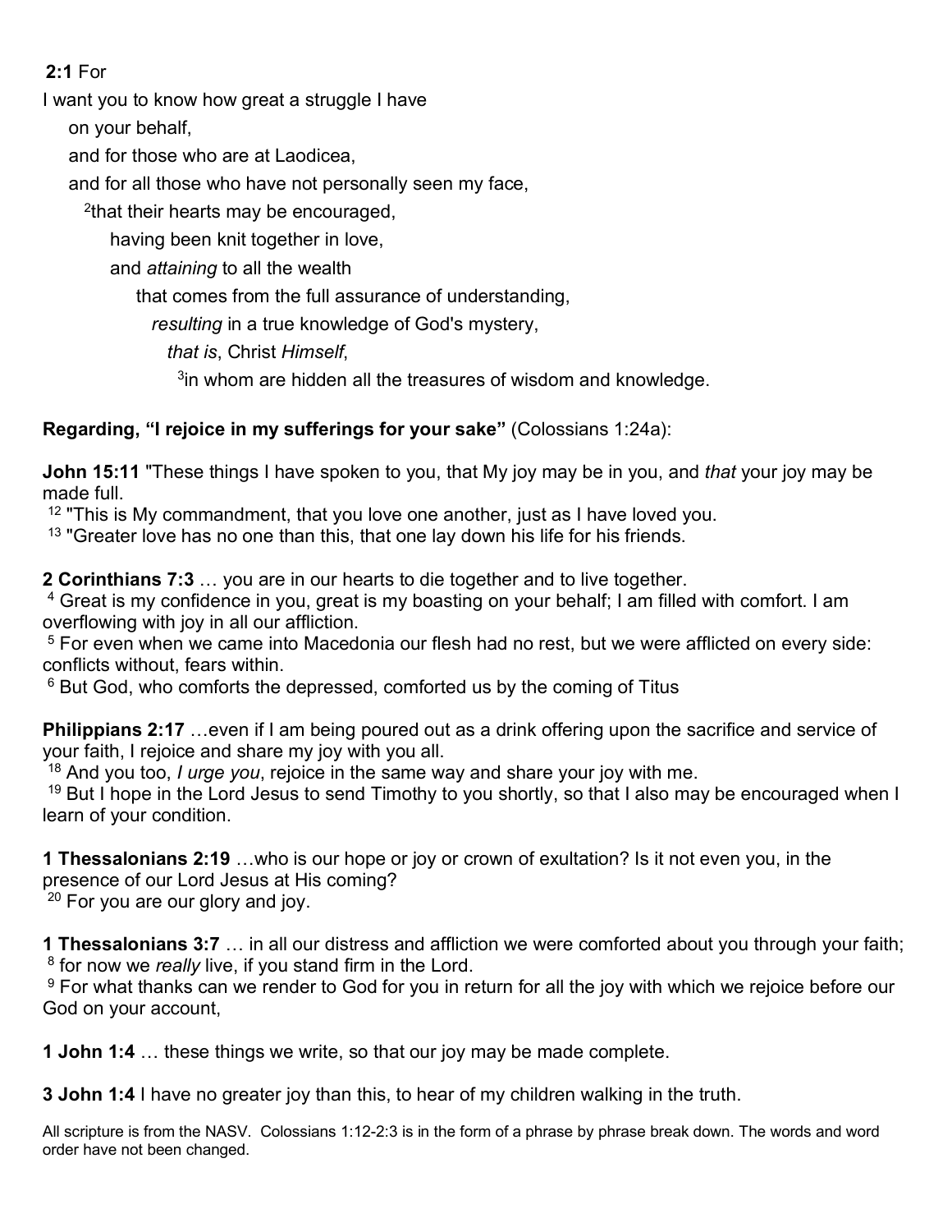**2:1** For

I want you to know how great a struggle I have

on your behalf,

and for those who are at Laodicea,

and for all those who have not personally seen my face,

[2]that their hearts may be encouraged,

having been knit together in love,

and *attaining* to all the wealth

that comes from the full assurance of understanding,

*resulting* in a true knowledge of God's mystery,

*that is*, Christ *Himself*,

[3]in whom are hidden all the treasures of wisdom and knowledge.

**Regarding, "I rejoice in my sufferings for your sake"** (Colossians 1:24a):

**John 15:11** "These things I have spoken to you, that My joy may be in you, and *that* your joy may be made full.
[12] "This is My commandment, that you love one another, just as I have loved you.
[13] "Greater love has no one than this, that one lay down his life for his friends.

**2 Corinthians 7:3** … you are in our hearts to die together and to live together.
[4] Great is my confidence in you, great is my boasting on your behalf; I am filled with comfort. I am overflowing with joy in all our affliction.
[5] For even when we came into Macedonia our flesh had no rest, but we were afflicted on every side: conflicts without, fears within.
[6] But God, who comforts the depressed, comforted us by the coming of Titus

**Philippians 2:17** …even if I am being poured out as a drink offering upon the sacrifice and service of your faith, I rejoice and share my joy with you all.
[18] And you too, *I urge you*, rejoice in the same way and share your joy with me.
[19] But I hope in the Lord Jesus to send Timothy to you shortly, so that I also may be encouraged when I learn of your condition.

**1 Thessalonians 2:19** …who is our hope or joy or crown of exultation? Is it not even you, in the presence of our Lord Jesus at His coming?
[20] For you are our glory and joy.

**1 Thessalonians 3:7** … in all our distress and affliction we were comforted about you through your faith;
[8] for now we *really* live, if you stand firm in the Lord.
[9] For what thanks can we render to God for you in return for all the joy with which we rejoice before our God on your account,

**1 John 1:4** … these things we write, so that our joy may be made complete.

**3 John 1:4** I have no greater joy than this, to hear of my children walking in the truth.

All scripture is from the NASV. Colossians 1:12-2:3 is in the form of a phrase by phrase break down. The words and word order have not been changed.